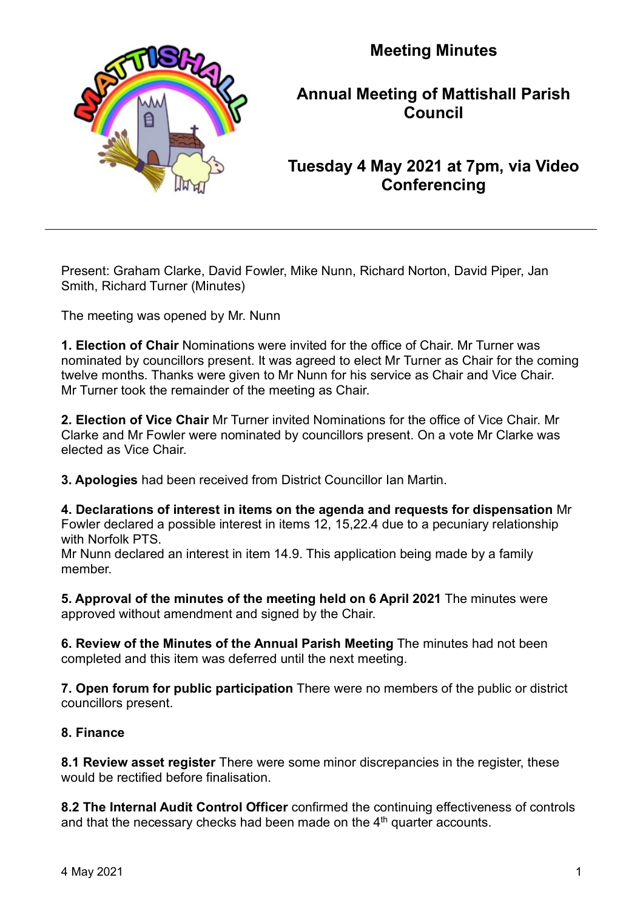# Meeting Minutes

## Annual Meeting of Mattishall Parish Council

## Tuesday 4 May 2021 at 7pm, via Video Conferencing

---

Present: Graham Clarke, David Fowler, Mike Nunn, Richard Norton, David Piper, Jan Smith, Richard Turner (Minutes)

The meeting was opened by Mr. Nunn

**1. Election of Chair** Nominations were invited for the office of Chair. Mr Turner was nominated by councillors present. It was agreed to elect Mr Turner as Chair for the coming twelve months. Thanks were given to Mr Nunn for his service as Chair and Vice Chair. Mr Turner took the remainder of the meeting as Chair.

**2. Election of Vice Chair** Mr Turner invited Nominations for the office of Vice Chair. Mr Clarke and Mr Fowler were nominated by councillors present. On a vote Mr Clarke was elected as Vice Chair.

**3. Apologies** had been received from District Councillor Ian Martin.

**4. Declarations of interest in items on the agenda and requests for dispensation** Mr Fowler declared a possible interest in items 12, 15,22.4 due to a pecuniary relationship with Norfolk PTS.
Mr Nunn declared an interest in item 14.9. This application being made by a family member.

**5. Approval of the minutes of the meeting held on 6 April 2021** The minutes were approved without amendment and signed by the Chair.

**6. Review of the Minutes of the Annual Parish Meeting** The minutes had not been completed and this item was deferred until the next meeting.

**7. Open forum for public participation** There were no members of the public or district councillors present.

**8. Finance**

**8.1 Review asset register** There were some minor discrepancies in the register, these would be rectified before finalisation.

**8.2 The Internal Audit Control Officer** confirmed the continuing effectiveness of controls and that the necessary checks had been made on the 4th quarter accounts.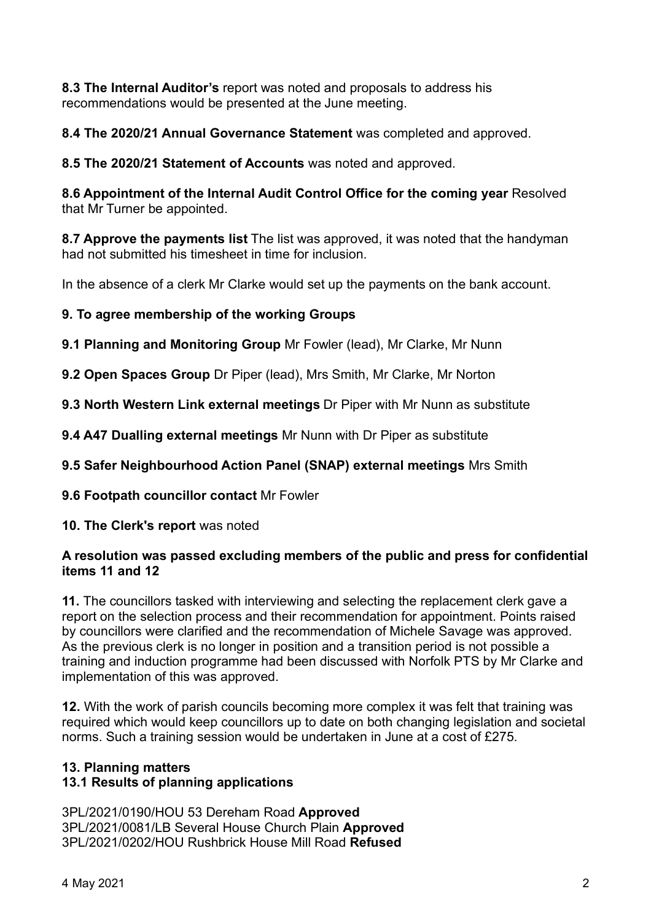**8.3 The Internal Auditor's** report was noted and proposals to address his recommendations would be presented at the June meeting.

**8.4 The 2020/21 Annual Governance Statement** was completed and approved.

**8.5 The 2020/21 Statement of Accounts** was noted and approved.

**8.6 Appointment of the Internal Audit Control Office for the coming year** Resolved that Mr Turner be appointed.

**8.7 Approve the payments list** The list was approved, it was noted that the handyman had not submitted his timesheet in time for inclusion.

In the absence of a clerk Mr Clarke would set up the payments on the bank account.

**9. To agree membership of the working Groups**

**9.1 Planning and Monitoring Group** Mr Fowler (lead), Mr Clarke, Mr Nunn

**9.2 Open Spaces Group** Dr Piper (lead), Mrs Smith, Mr Clarke, Mr Norton

**9.3 North Western Link external meetings** Dr Piper with Mr Nunn as substitute

**9.4 A47 Dualling external meetings** Mr Nunn with Dr Piper as substitute

**9.5 Safer Neighbourhood Action Panel (SNAP) external meetings** Mrs Smith

**9.6 Footpath councillor contact** Mr Fowler

**10. The Clerk's report** was noted

**A resolution was passed excluding members of the public and press for confidential items 11 and 12**

**11.** The councillors tasked with interviewing and selecting the replacement clerk gave a report on the selection process and their recommendation for appointment. Points raised by councillors were clarified and the recommendation of Michele Savage was approved. As the previous clerk is no longer in position and a transition period is not possible a training and induction programme had been discussed with Norfolk PTS by Mr Clarke and implementation of this was approved.

**12.** With the work of parish councils becoming more complex it was felt that training was required which would keep councillors up to date on both changing legislation and societal norms. Such a training session would be undertaken in June at a cost of £275.

**13. Planning matters**
**13.1 Results of planning applications**

3PL/2021/0190/HOU 53 Dereham Road **Approved**
3PL/2021/0081/LB Several House Church Plain **Approved**
3PL/2021/0202/HOU Rushbrick House Mill Road **Refused**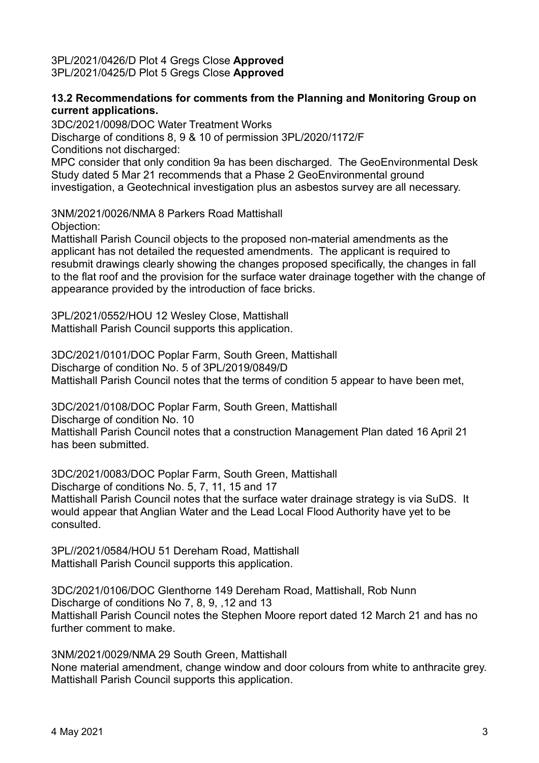3PL/2021/0426/D Plot 4 Gregs Close **Approved**
3PL/2021/0425/D Plot 5 Gregs Close **Approved**

**13.2 Recommendations for comments from the Planning and Monitoring Group on current applications.**

3DC/2021/0098/DOC Water Treatment Works
Discharge of conditions 8, 9 & 10 of permission 3PL/2020/1172/F
Conditions not discharged:
MPC consider that only condition 9a has been discharged. The GeoEnvironmental Desk Study dated 5 Mar 21 recommends that a Phase 2 GeoEnvironmental ground investigation, a Geotechnical investigation plus an asbestos survey are all necessary.

3NM/2021/0026/NMA 8 Parkers Road Mattishall
Objection:
Mattishall Parish Council objects to the proposed non-material amendments as the applicant has not detailed the requested amendments. The applicant is required to resubmit drawings clearly showing the changes proposed specifically, the changes in fall to the flat roof and the provision for the surface water drainage together with the change of appearance provided by the introduction of face bricks.

3PL/2021/0552/HOU 12 Wesley Close, Mattishall
Mattishall Parish Council supports this application.

3DC/2021/0101/DOC Poplar Farm, South Green, Mattishall
Discharge of condition No. 5 of 3PL/2019/0849/D
Mattishall Parish Council notes that the terms of condition 5 appear to have been met,

3DC/2021/0108/DOC Poplar Farm, South Green, Mattishall
Discharge of condition No. 10
Mattishall Parish Council notes that a construction Management Plan dated 16 April 21 has been submitted.

3DC/2021/0083/DOC Poplar Farm, South Green, Mattishall
Discharge of conditions No. 5, 7, 11, 15 and 17
Mattishall Parish Council notes that the surface water drainage strategy is via SuDS. It would appear that Anglian Water and the Lead Local Flood Authority have yet to be consulted.

3PL//2021/0584/HOU 51 Dereham Road, Mattishall
Mattishall Parish Council supports this application.

3DC/2021/0106/DOC Glenthorne 149 Dereham Road, Mattishall, Rob Nunn
Discharge of conditions No 7, 8, 9, ,12 and 13
Mattishall Parish Council notes the Stephen Moore report dated 12 March 21 and has no further comment to make.

3NM/2021/0029/NMA 29 South Green, Mattishall
None material amendment, change window and door colours from white to anthracite grey.
Mattishall Parish Council supports this application.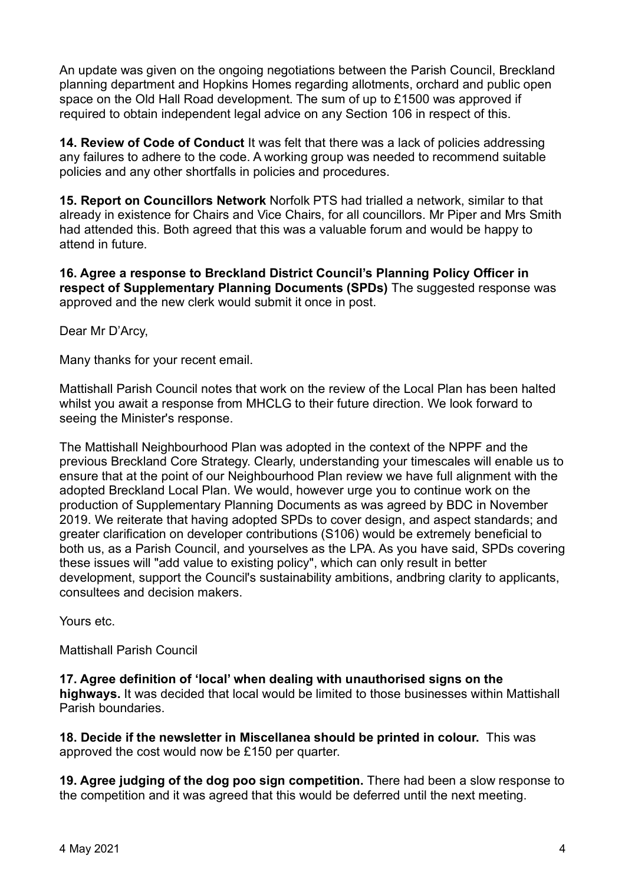An update was given on the ongoing negotiations between the Parish Council, Breckland planning department and Hopkins Homes regarding allotments, orchard and public open space on the Old Hall Road development. The sum of up to £1500 was approved if required to obtain independent legal advice on any Section 106 in respect of this.

**14. Review of Code of Conduct** It was felt that there was a lack of policies addressing any failures to adhere to the code. A working group was needed to recommend suitable policies and any other shortfalls in policies and procedures.

**15. Report on Councillors Network** Norfolk PTS had trialled a network, similar to that already in existence for Chairs and Vice Chairs, for all councillors. Mr Piper and Mrs Smith had attended this. Both agreed that this was a valuable forum and would be happy to attend in future.

**16. Agree a response to Breckland District Council's Planning Policy Officer in respect of Supplementary Planning Documents (SPDs)** The suggested response was approved and the new clerk would submit it once in post.

Dear Mr D'Arcy,

Many thanks for your recent email.

Mattishall Parish Council notes that work on the review of the Local Plan has been halted whilst you await a response from MHCLG to their future direction. We look forward to seeing the Minister's response.

The Mattishall Neighbourhood Plan was adopted in the context of the NPPF and the previous Breckland Core Strategy. Clearly, understanding your timescales will enable us to ensure that at the point of our Neighbourhood Plan review we have full alignment with the adopted Breckland Local Plan. We would, however urge you to continue work on the production of Supplementary Planning Documents as was agreed by BDC in November 2019. We reiterate that having adopted SPDs to cover design, and aspect standards; and greater clarification on developer contributions (S106) would be extremely beneficial to both us, as a Parish Council, and yourselves as the LPA. As you have said, SPDs covering these issues will "add value to existing policy", which can only result in better development, support the Council's sustainability ambitions, andbring clarity to applicants, consultees and decision makers.

Yours etc.

Mattishall Parish Council

**17. Agree definition of 'local' when dealing with unauthorised signs on the highways.** It was decided that local would be limited to those businesses within Mattishall Parish boundaries.

**18. Decide if the newsletter in Miscellanea should be printed in colour.** This was approved the cost would now be £150 per quarter.

**19. Agree judging of the dog poo sign competition.** There had been a slow response to the competition and it was agreed that this would be deferred until the next meeting.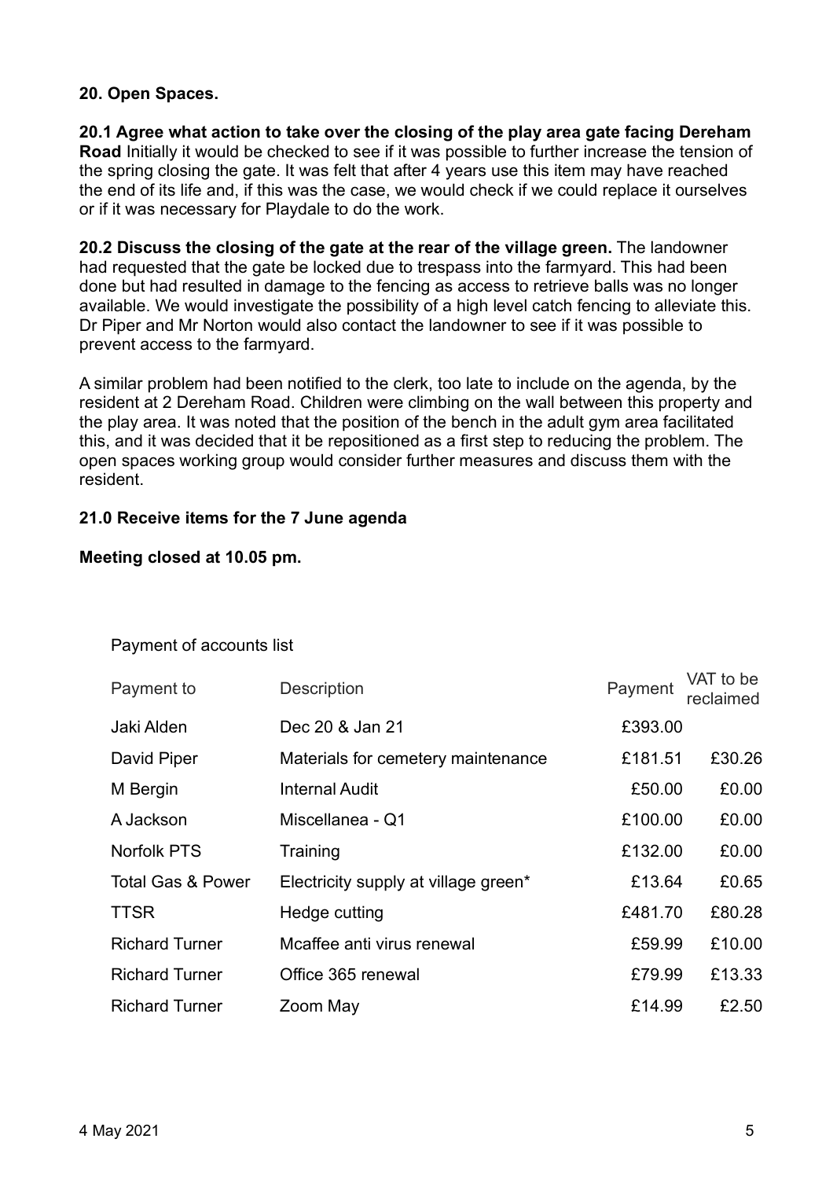**20. Open Spaces.**

**20.1 Agree what action to take over the closing of the play area gate facing Dereham Road** Initially it would be checked to see if it was possible to further increase the tension of the spring closing the gate. It was felt that after 4 years use this item may have reached the end of its life and, if this was the case, we would check if we could replace it ourselves or if it was necessary for Playdale to do the work.

**20.2 Discuss the closing of the gate at the rear of the village green.** The landowner had requested that the gate be locked due to trespass into the farmyard. This had been done but had resulted in damage to the fencing as access to retrieve balls was no longer available. We would investigate the possibility of a high level catch fencing to alleviate this. Dr Piper and Mr Norton would also contact the landowner to see if it was possible to prevent access to the farmyard.

A similar problem had been notified to the clerk, too late to include on the agenda, by the resident at 2 Dereham Road. Children were climbing on the wall between this property and the play area. It was noted that the position of the bench in the adult gym area facilitated this, and it was decided that it be repositioned as a first step to reducing the problem. The open spaces working group would consider further measures and discuss them with the resident.

**21.0 Receive items for the 7 June agenda**

**Meeting closed at 10.05 pm.**

Payment of accounts list

| Payment to | Description | Payment | VAT to be reclaimed |
|---|---|---|---|
| Jaki Alden | Dec 20 & Jan 21 | £393.00 | |
| David Piper | Materials for cemetery maintenance | £181.51 | £30.26 |
| M Bergin | Internal Audit | £50.00 | £0.00 |
| A Jackson | Miscellanea - Q1 | £100.00 | £0.00 |
| Norfolk PTS | Training | £132.00 | £0.00 |
| Total Gas & Power | Electricity supply at village green* | £13.64 | £0.65 |
| TTSR | Hedge cutting | £481.70 | £80.28 |
| Richard Turner | Mcaffee anti virus renewal | £59.99 | £10.00 |
| Richard Turner | Office 365 renewal | £79.99 | £13.33 |
| Richard Turner | Zoom May | £14.99 | £2.50 |